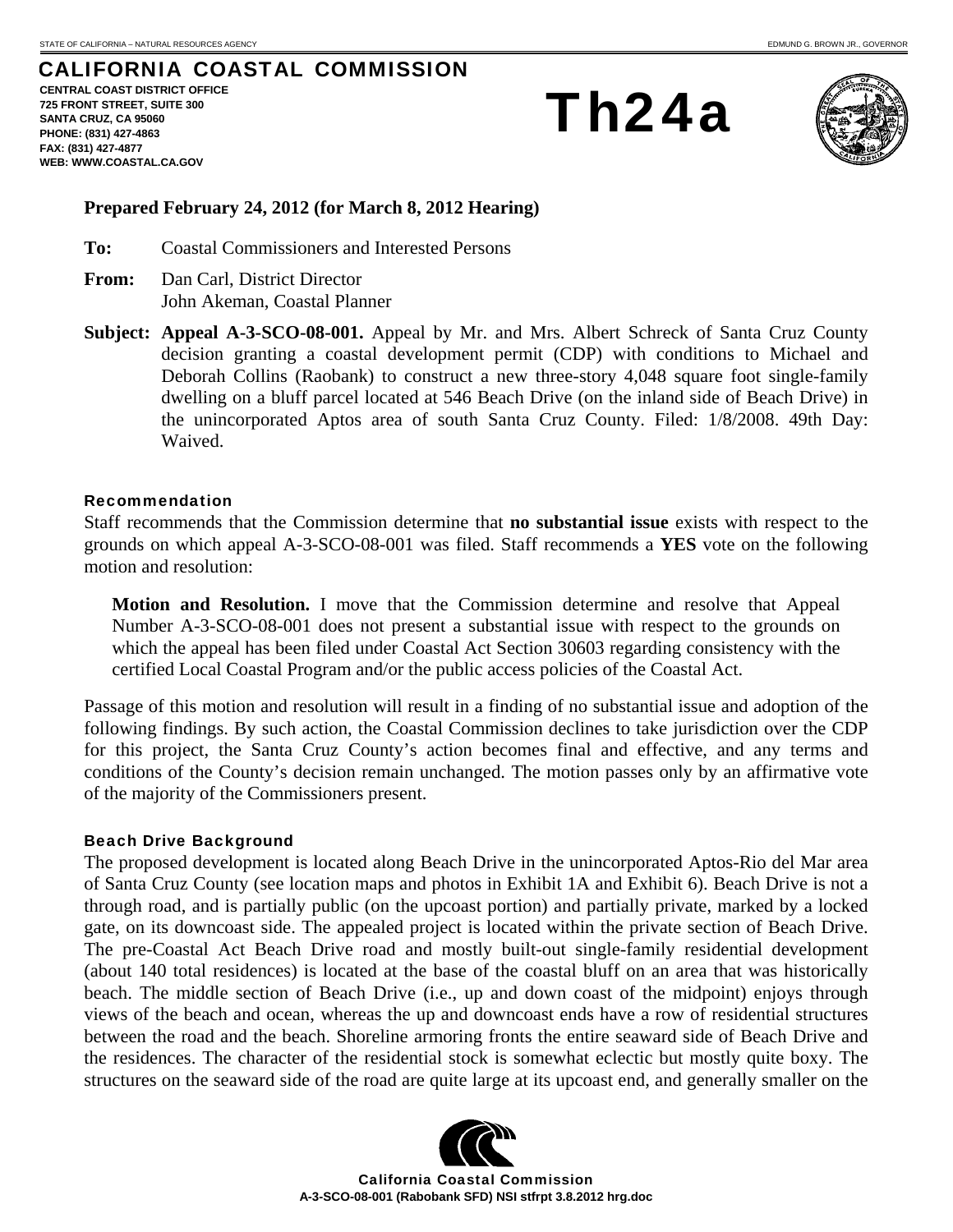STATE OF CALIFORNIA – NATURAL RESOURCES AGENCY EDMUND G. BROWN JR., GOVERNOR

# CALIFORNIA COASTAL COMMISSION

**CENTRAL COAST DISTRICT OFFICE**
**725 FRONT STREET, SUITE 300**
**SANTA CRUZ, CA 95060**
**PHONE: (831) 427-4863**
**FAX: (831) 427-4877**
**WEB: WWW.COASTAL.CA.GOV**

# Th24a

**Prepared February 24, 2012 (for March 8, 2012 Hearing)**

**To:** Coastal Commissioners and Interested Persons

**From:** Dan Carl, District Director
John Akeman, Coastal Planner

**Subject: Appeal A-3-SCO-08-001.** Appeal by Mr. and Mrs. Albert Schreck of Santa Cruz County decision granting a coastal development permit (CDP) with conditions to Michael and Deborah Collins (Raobank) to construct a new three-story 4,048 square foot single-family dwelling on a bluff parcel located at 546 Beach Drive (on the inland side of Beach Drive) in the unincorporated Aptos area of south Santa Cruz County. Filed: 1/8/2008. 49th Day: Waived.

### Recommendation

Staff recommends that the Commission determine that **no substantial issue** exists with respect to the grounds on which appeal A-3-SCO-08-001 was filed. Staff recommends a **YES** vote on the following motion and resolution:

> **Motion and Resolution.** I move that the Commission determine and resolve that Appeal Number A-3-SCO-08-001 does not present a substantial issue with respect to the grounds on which the appeal has been filed under Coastal Act Section 30603 regarding consistency with the certified Local Coastal Program and/or the public access policies of the Coastal Act.

Passage of this motion and resolution will result in a finding of no substantial issue and adoption of the following findings. By such action, the Coastal Commission declines to take jurisdiction over the CDP for this project, the Santa Cruz County's action becomes final and effective, and any terms and conditions of the County's decision remain unchanged. The motion passes only by an affirmative vote of the majority of the Commissioners present.

### Beach Drive Background

The proposed development is located along Beach Drive in the unincorporated Aptos-Rio del Mar area of Santa Cruz County (see location maps and photos in Exhibit 1A and Exhibit 6). Beach Drive is not a through road, and is partially public (on the upcoast portion) and partially private, marked by a locked gate, on its downcoast side. The appealed project is located within the private section of Beach Drive. The pre-Coastal Act Beach Drive road and mostly built-out single-family residential development (about 140 total residences) is located at the base of the coastal bluff on an area that was historically beach. The middle section of Beach Drive (i.e., up and down coast of the midpoint) enjoys through views of the beach and ocean, whereas the up and downcoast ends have a row of residential structures between the road and the beach. Shoreline armoring fronts the entire seaward side of Beach Drive and the residences. The character of the residential stock is somewhat eclectic but mostly quite boxy. The structures on the seaward side of the road are quite large at its upcoast end, and generally smaller on the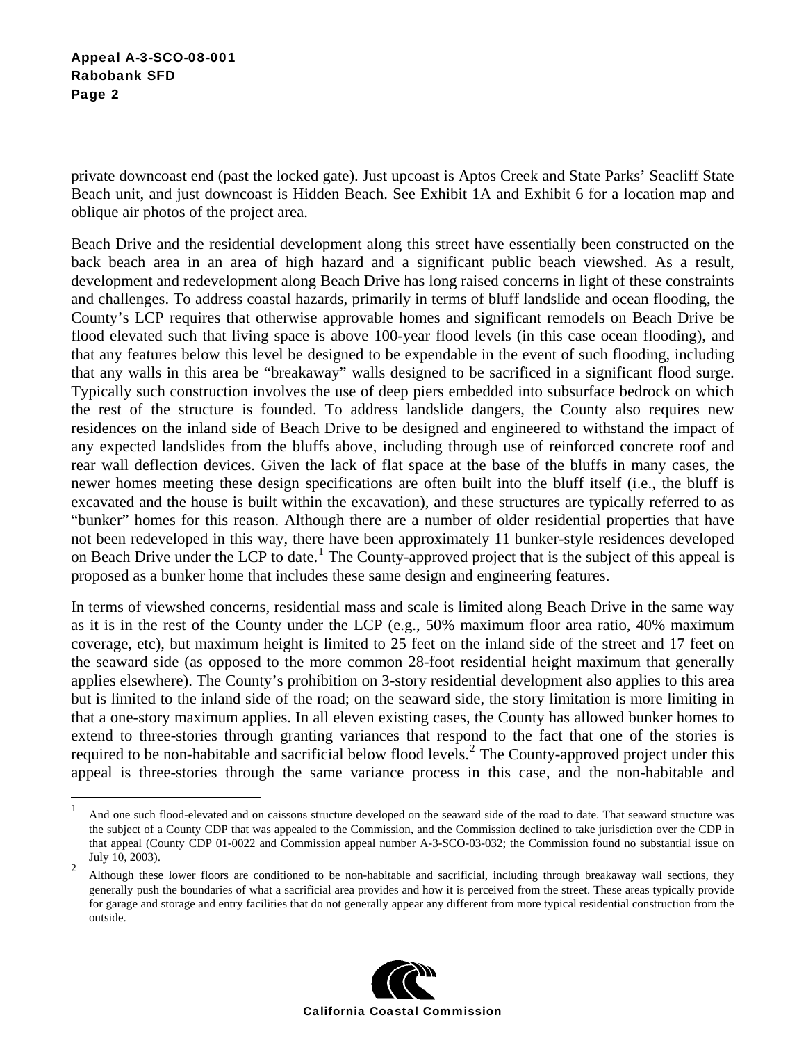private downcoast end (past the locked gate). Just upcoast is Aptos Creek and State Parks' Seacliff State Beach unit, and just downcoast is Hidden Beach. See Exhibit 1A and Exhibit 6 for a location map and oblique air photos of the project area.

Beach Drive and the residential development along this street have essentially been constructed on the back beach area in an area of high hazard and a significant public beach viewshed. As a result, development and redevelopment along Beach Drive has long raised concerns in light of these constraints and challenges. To address coastal hazards, primarily in terms of bluff landslide and ocean flooding, the County's LCP requires that otherwise approvable homes and significant remodels on Beach Drive be flood elevated such that living space is above 100-year flood levels (in this case ocean flooding), and that any features below this level be designed to be expendable in the event of such flooding, including that any walls in this area be "breakaway" walls designed to be sacrificed in a significant flood surge. Typically such construction involves the use of deep piers embedded into subsurface bedrock on which the rest of the structure is founded. To address landslide dangers, the County also requires new residences on the inland side of Beach Drive to be designed and engineered to withstand the impact of any expected landslides from the bluffs above, including through use of reinforced concrete roof and rear wall deflection devices. Given the lack of flat space at the base of the bluffs in many cases, the newer homes meeting these design specifications are often built into the bluff itself (i.e., the bluff is excavated and the house is built within the excavation), and these structures are typically referred to as "bunker" homes for this reason. Although there are a number of older residential properties that have not been redeveloped in this way, there have been approximately 11 bunker-style residences developed on Beach Drive under the LCP to date.[1] The County-approved project that is the subject of this appeal is proposed as a bunker home that includes these same design and engineering features.

In terms of viewshed concerns, residential mass and scale is limited along Beach Drive in the same way as it is in the rest of the County under the LCP (e.g., 50% maximum floor area ratio, 40% maximum coverage, etc), but maximum height is limited to 25 feet on the inland side of the street and 17 feet on the seaward side (as opposed to the more common 28-foot residential height maximum that generally applies elsewhere). The County's prohibition on 3-story residential development also applies to this area but is limited to the inland side of the road; on the seaward side, the story limitation is more limiting in that a one-story maximum applies. In all eleven existing cases, the County has allowed bunker homes to extend to three-stories through granting variances that respond to the fact that one of the stories is required to be non-habitable and sacrificial below flood levels.[2] The County-approved project under this appeal is three-stories through the same variance process in this case, and the non-habitable and

---

[1] And one such flood-elevated and on caissons structure developed on the seaward side of the road to date. That seaward structure was the subject of a County CDP that was appealed to the Commission, and the Commission declined to take jurisdiction over the CDP in that appeal (County CDP 01-0022 and Commission appeal number A-3-SCO-03-032; the Commission found no substantial issue on July 10, 2003).

[2] Although these lower floors are conditioned to be non-habitable and sacrificial, including through breakaway wall sections, they generally push the boundaries of what a sacrificial area provides and how it is perceived from the street. These areas typically provide for garage and storage and entry facilities that do not generally appear any different from more typical residential construction from the outside.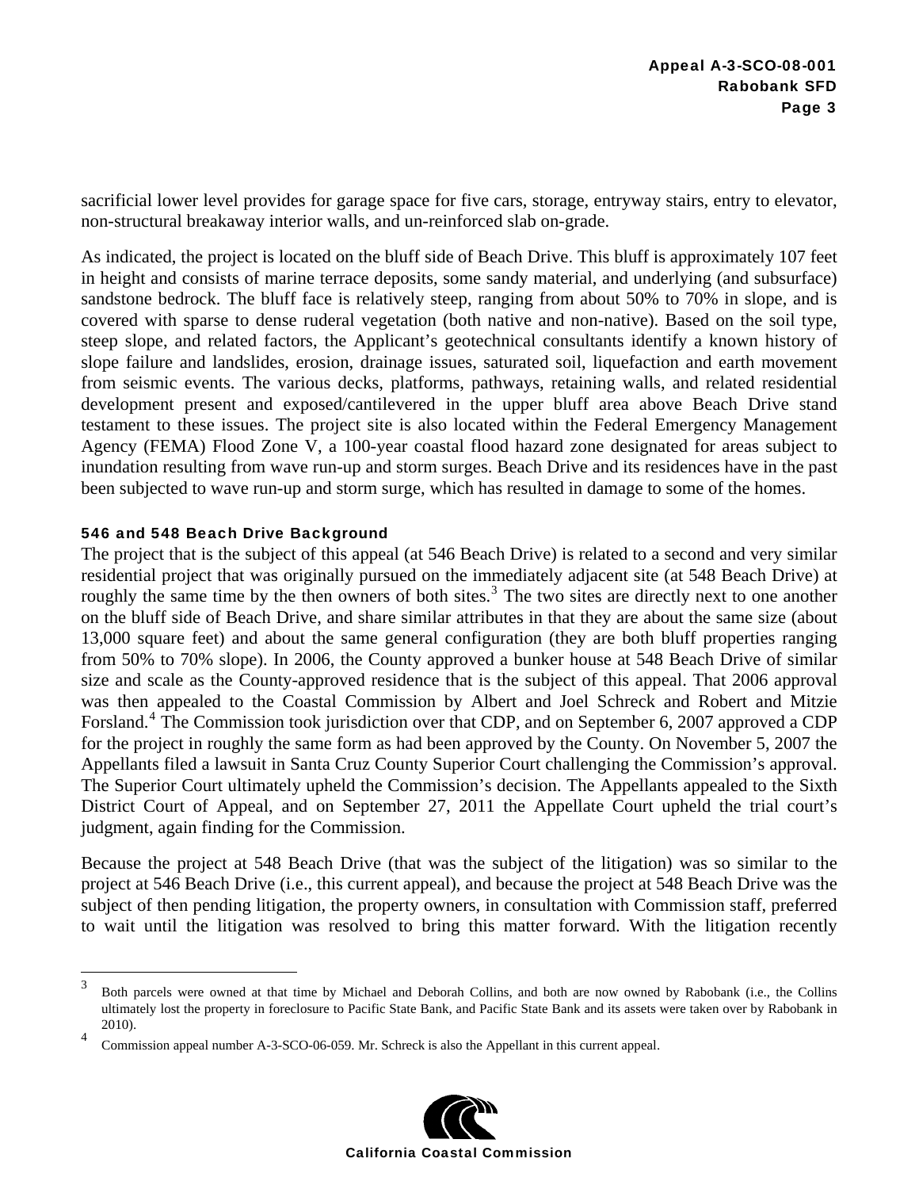sacrificial lower level provides for garage space for five cars, storage, entryway stairs, entry to elevator, non-structural breakaway interior walls, and un-reinforced slab on-grade.

As indicated, the project is located on the bluff side of Beach Drive. This bluff is approximately 107 feet in height and consists of marine terrace deposits, some sandy material, and underlying (and subsurface) sandstone bedrock. The bluff face is relatively steep, ranging from about 50% to 70% in slope, and is covered with sparse to dense ruderal vegetation (both native and non-native). Based on the soil type, steep slope, and related factors, the Applicant's geotechnical consultants identify a known history of slope failure and landslides, erosion, drainage issues, saturated soil, liquefaction and earth movement from seismic events. The various decks, platforms, pathways, retaining walls, and related residential development present and exposed/cantilevered in the upper bluff area above Beach Drive stand testament to these issues. The project site is also located within the Federal Emergency Management Agency (FEMA) Flood Zone V, a 100-year coastal flood hazard zone designated for areas subject to inundation resulting from wave run-up and storm surges. Beach Drive and its residences have in the past been subjected to wave run-up and storm surge, which has resulted in damage to some of the homes.

#### 546 and 548 Beach Drive Background

The project that is the subject of this appeal (at 546 Beach Drive) is related to a second and very similar residential project that was originally pursued on the immediately adjacent site (at 548 Beach Drive) at roughly the same time by the then owners of both sites.[3] The two sites are directly next to one another on the bluff side of Beach Drive, and share similar attributes in that they are about the same size (about 13,000 square feet) and about the same general configuration (they are both bluff properties ranging from 50% to 70% slope). In 2006, the County approved a bunker house at 548 Beach Drive of similar size and scale as the County-approved residence that is the subject of this appeal. That 2006 approval was then appealed to the Coastal Commission by Albert and Joel Schreck and Robert and Mitzie Forsland.[4] The Commission took jurisdiction over that CDP, and on September 6, 2007 approved a CDP for the project in roughly the same form as had been approved by the County. On November 5, 2007 the Appellants filed a lawsuit in Santa Cruz County Superior Court challenging the Commission's approval. The Superior Court ultimately upheld the Commission's decision. The Appellants appealed to the Sixth District Court of Appeal, and on September 27, 2011 the Appellate Court upheld the trial court's judgment, again finding for the Commission.

Because the project at 548 Beach Drive (that was the subject of the litigation) was so similar to the project at 546 Beach Drive (i.e., this current appeal), and because the project at 548 Beach Drive was the subject of then pending litigation, the property owners, in consultation with Commission staff, preferred to wait until the litigation was resolved to bring this matter forward. With the litigation recently

---

[3] Both parcels were owned at that time by Michael and Deborah Collins, and both are now owned by Rabobank (i.e., the Collins ultimately lost the property in foreclosure to Pacific State Bank, and Pacific State Bank and its assets were taken over by Rabobank in 2010).

[4] Commission appeal number A-3-SCO-06-059. Mr. Schreck is also the Appellant in this current appeal.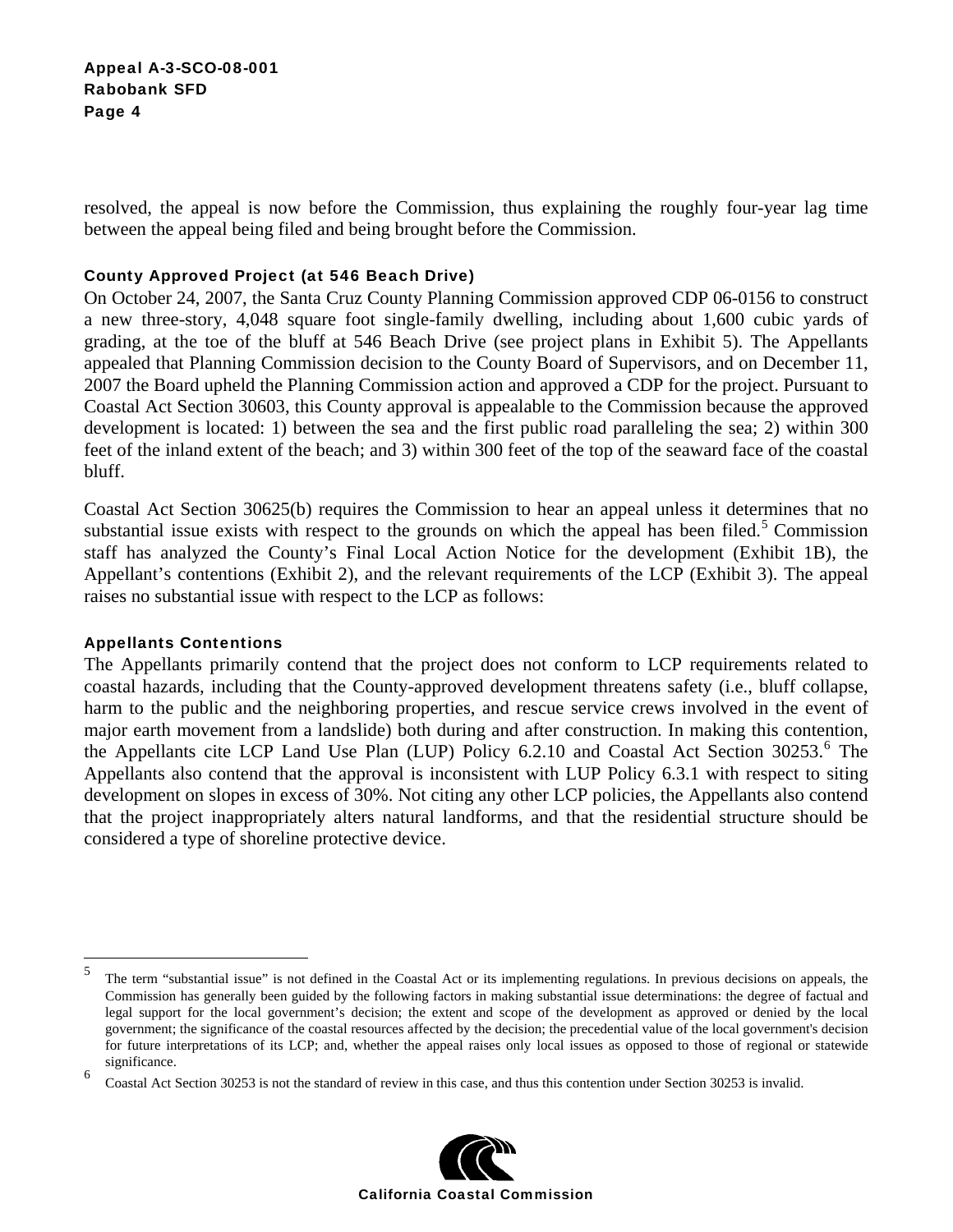resolved, the appeal is now before the Commission, thus explaining the roughly four-year lag time between the appeal being filed and being brought before the Commission.

### County Approved Project (at 546 Beach Drive)

On October 24, 2007, the Santa Cruz County Planning Commission approved CDP 06-0156 to construct a new three-story, 4,048 square foot single-family dwelling, including about 1,600 cubic yards of grading, at the toe of the bluff at 546 Beach Drive (see project plans in Exhibit 5). The Appellants appealed that Planning Commission decision to the County Board of Supervisors, and on December 11, 2007 the Board upheld the Planning Commission action and approved a CDP for the project. Pursuant to Coastal Act Section 30603, this County approval is appealable to the Commission because the approved development is located: 1) between the sea and the first public road paralleling the sea; 2) within 300 feet of the inland extent of the beach; and 3) within 300 feet of the top of the seaward face of the coastal bluff.

Coastal Act Section 30625(b) requires the Commission to hear an appeal unless it determines that no substantial issue exists with respect to the grounds on which the appeal has been filed.[5] Commission staff has analyzed the County's Final Local Action Notice for the development (Exhibit 1B), the Appellant's contentions (Exhibit 2), and the relevant requirements of the LCP (Exhibit 3). The appeal raises no substantial issue with respect to the LCP as follows:

### Appellants Contentions

The Appellants primarily contend that the project does not conform to LCP requirements related to coastal hazards, including that the County-approved development threatens safety (i.e., bluff collapse, harm to the public and the neighboring properties, and rescue service crews involved in the event of major earth movement from a landslide) both during and after construction. In making this contention, the Appellants cite LCP Land Use Plan (LUP) Policy 6.2.10 and Coastal Act Section 30253.[6] The Appellants also contend that the approval is inconsistent with LUP Policy 6.3.1 with respect to siting development on slopes in excess of 30%. Not citing any other LCP policies, the Appellants also contend that the project inappropriately alters natural landforms, and that the residential structure should be considered a type of shoreline protective device.

---

[5] The term "substantial issue" is not defined in the Coastal Act or its implementing regulations. In previous decisions on appeals, the Commission has generally been guided by the following factors in making substantial issue determinations: the degree of factual and legal support for the local government's decision; the extent and scope of the development as approved or denied by the local government; the significance of the coastal resources affected by the decision; the precedential value of the local government's decision for future interpretations of its LCP; and, whether the appeal raises only local issues as opposed to those of regional or statewide significance.

[6] Coastal Act Section 30253 is not the standard of review in this case, and thus this contention under Section 30253 is invalid.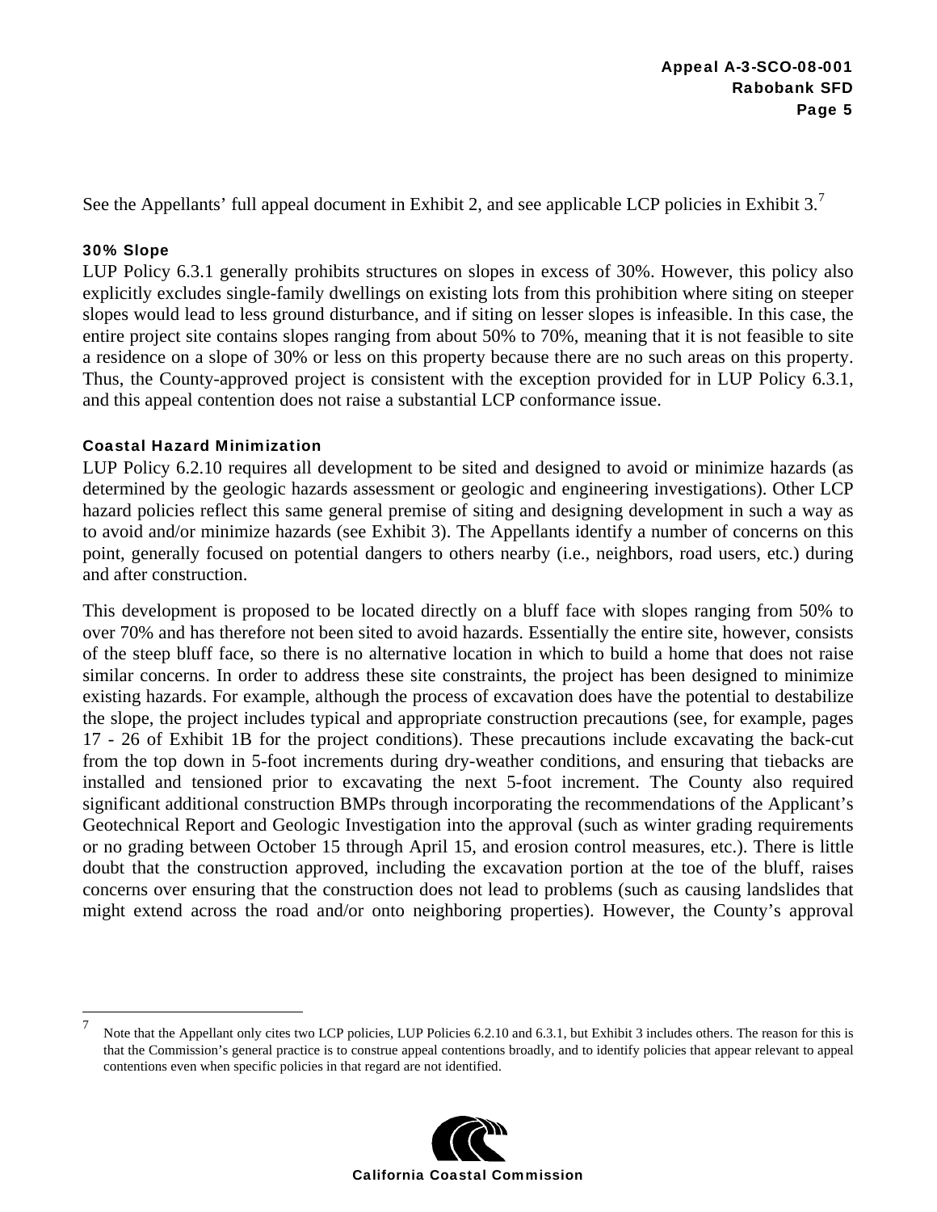See the Appellants' full appeal document in Exhibit 2, and see applicable LCP policies in Exhibit 3.[7]

#### 30% Slope

LUP Policy 6.3.1 generally prohibits structures on slopes in excess of 30%. However, this policy also explicitly excludes single-family dwellings on existing lots from this prohibition where siting on steeper slopes would lead to less ground disturbance, and if siting on lesser slopes is infeasible. In this case, the entire project site contains slopes ranging from about 50% to 70%, meaning that it is not feasible to site a residence on a slope of 30% or less on this property because there are no such areas on this property. Thus, the County-approved project is consistent with the exception provided for in LUP Policy 6.3.1, and this appeal contention does not raise a substantial LCP conformance issue.

#### Coastal Hazard Minimization

LUP Policy 6.2.10 requires all development to be sited and designed to avoid or minimize hazards (as determined by the geologic hazards assessment or geologic and engineering investigations). Other LCP hazard policies reflect this same general premise of siting and designing development in such a way as to avoid and/or minimize hazards (see Exhibit 3). The Appellants identify a number of concerns on this point, generally focused on potential dangers to others nearby (i.e., neighbors, road users, etc.) during and after construction.

This development is proposed to be located directly on a bluff face with slopes ranging from 50% to over 70% and has therefore not been sited to avoid hazards. Essentially the entire site, however, consists of the steep bluff face, so there is no alternative location in which to build a home that does not raise similar concerns. In order to address these site constraints, the project has been designed to minimize existing hazards. For example, although the process of excavation does have the potential to destabilize the slope, the project includes typical and appropriate construction precautions (see, for example, pages 17 - 26 of Exhibit 1B for the project conditions). These precautions include excavating the back-cut from the top down in 5-foot increments during dry-weather conditions, and ensuring that tiebacks are installed and tensioned prior to excavating the next 5-foot increment. The County also required significant additional construction BMPs through incorporating the recommendations of the Applicant's Geotechnical Report and Geologic Investigation into the approval (such as winter grading requirements or no grading between October 15 through April 15, and erosion control measures, etc.). There is little doubt that the construction approved, including the excavation portion at the toe of the bluff, raises concerns over ensuring that the construction does not lead to problems (such as causing landslides that might extend across the road and/or onto neighboring properties). However, the County's approval

---

[7] Note that the Appellant only cites two LCP policies, LUP Policies 6.2.10 and 6.3.1, but Exhibit 3 includes others. The reason for this is that the Commission's general practice is to construe appeal contentions broadly, and to identify policies that appear relevant to appeal contentions even when specific policies in that regard are not identified.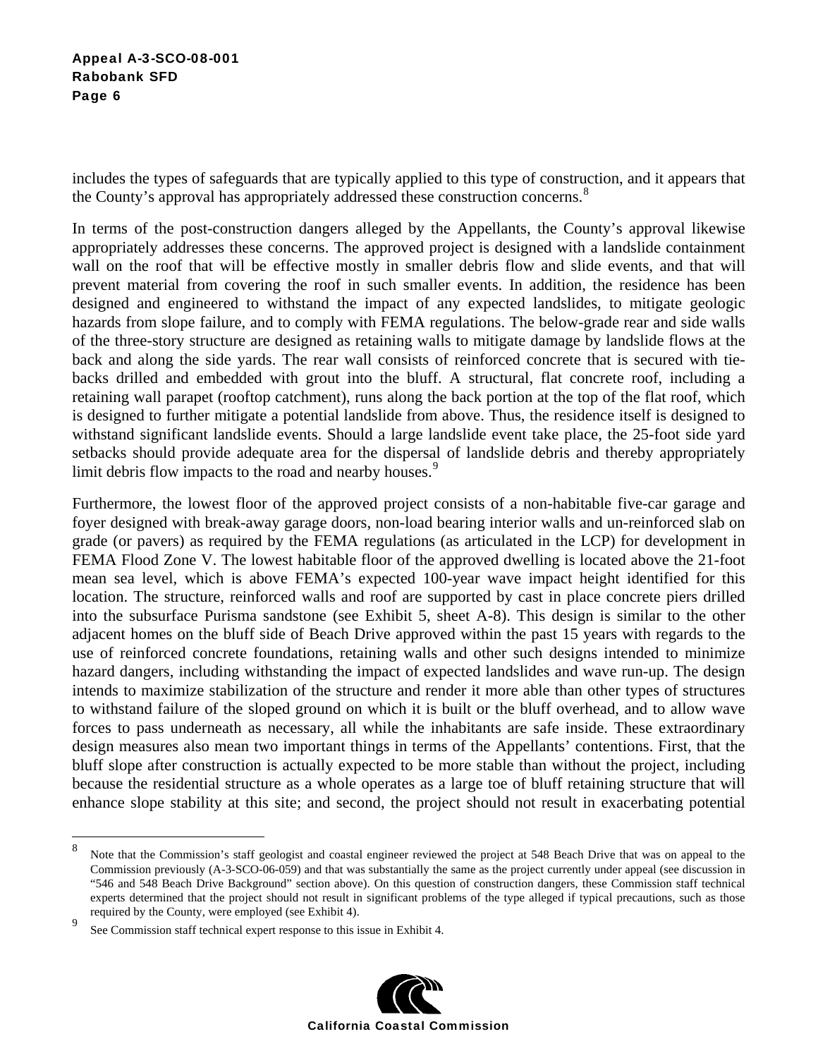includes the types of safeguards that are typically applied to this type of construction, and it appears that the County's approval has appropriately addressed these construction concerns.[8]

In terms of the post-construction dangers alleged by the Appellants, the County's approval likewise appropriately addresses these concerns. The approved project is designed with a landslide containment wall on the roof that will be effective mostly in smaller debris flow and slide events, and that will prevent material from covering the roof in such smaller events. In addition, the residence has been designed and engineered to withstand the impact of any expected landslides, to mitigate geologic hazards from slope failure, and to comply with FEMA regulations. The below-grade rear and side walls of the three-story structure are designed as retaining walls to mitigate damage by landslide flows at the back and along the side yards. The rear wall consists of reinforced concrete that is secured with tie-backs drilled and embedded with grout into the bluff. A structural, flat concrete roof, including a retaining wall parapet (rooftop catchment), runs along the back portion at the top of the flat roof, which is designed to further mitigate a potential landslide from above. Thus, the residence itself is designed to withstand significant landslide events. Should a large landslide event take place, the 25-foot side yard setbacks should provide adequate area for the dispersal of landslide debris and thereby appropriately limit debris flow impacts to the road and nearby houses.[9]

Furthermore, the lowest floor of the approved project consists of a non-habitable five-car garage and foyer designed with break-away garage doors, non-load bearing interior walls and un-reinforced slab on grade (or pavers) as required by the FEMA regulations (as articulated in the LCP) for development in FEMA Flood Zone V. The lowest habitable floor of the approved dwelling is located above the 21-foot mean sea level, which is above FEMA's expected 100-year wave impact height identified for this location. The structure, reinforced walls and roof are supported by cast in place concrete piers drilled into the subsurface Purisma sandstone (see Exhibit 5, sheet A-8). This design is similar to the other adjacent homes on the bluff side of Beach Drive approved within the past 15 years with regards to the use of reinforced concrete foundations, retaining walls and other such designs intended to minimize hazard dangers, including withstanding the impact of expected landslides and wave run-up. The design intends to maximize stabilization of the structure and render it more able than other types of structures to withstand failure of the sloped ground on which it is built or the bluff overhead, and to allow wave forces to pass underneath as necessary, all while the inhabitants are safe inside. These extraordinary design measures also mean two important things in terms of the Appellants' contentions. First, that the bluff slope after construction is actually expected to be more stable than without the project, including because the residential structure as a whole operates as a large toe of bluff retaining structure that will enhance slope stability at this site; and second, the project should not result in exacerbating potential

---

[8] Note that the Commission's staff geologist and coastal engineer reviewed the project at 548 Beach Drive that was on appeal to the Commission previously (A-3-SCO-06-059) and that was substantially the same as the project currently under appeal (see discussion in "546 and 548 Beach Drive Background" section above). On this question of construction dangers, these Commission staff technical experts determined that the project should not result in significant problems of the type alleged if typical precautions, such as those required by the County, were employed (see Exhibit 4).

[9] See Commission staff technical expert response to this issue in Exhibit 4.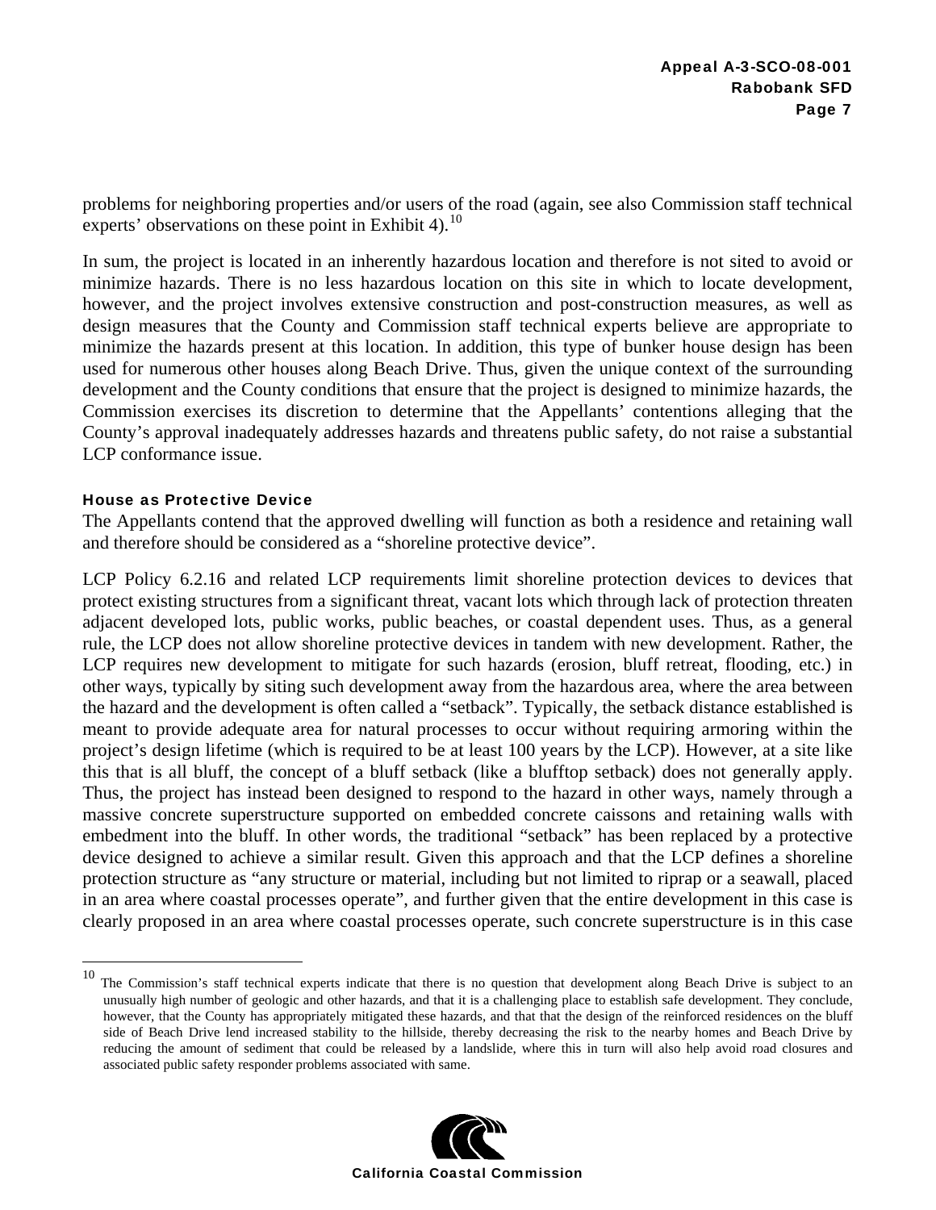problems for neighboring properties and/or users of the road (again, see also Commission staff technical experts' observations on these point in Exhibit 4).[10]

In sum, the project is located in an inherently hazardous location and therefore is not sited to avoid or minimize hazards. There is no less hazardous location on this site in which to locate development, however, and the project involves extensive construction and post-construction measures, as well as design measures that the County and Commission staff technical experts believe are appropriate to minimize the hazards present at this location. In addition, this type of bunker house design has been used for numerous other houses along Beach Drive. Thus, given the unique context of the surrounding development and the County conditions that ensure that the project is designed to minimize hazards, the Commission exercises its discretion to determine that the Appellants' contentions alleging that the County's approval inadequately addresses hazards and threatens public safety, do not raise a substantial LCP conformance issue.

#### House as Protective Device

The Appellants contend that the approved dwelling will function as both a residence and retaining wall and therefore should be considered as a "shoreline protective device".

LCP Policy 6.2.16 and related LCP requirements limit shoreline protection devices to devices that protect existing structures from a significant threat, vacant lots which through lack of protection threaten adjacent developed lots, public works, public beaches, or coastal dependent uses. Thus, as a general rule, the LCP does not allow shoreline protective devices in tandem with new development. Rather, the LCP requires new development to mitigate for such hazards (erosion, bluff retreat, flooding, etc.) in other ways, typically by siting such development away from the hazardous area, where the area between the hazard and the development is often called a "setback". Typically, the setback distance established is meant to provide adequate area for natural processes to occur without requiring armoring within the project's design lifetime (which is required to be at least 100 years by the LCP). However, at a site like this that is all bluff, the concept of a bluff setback (like a blufftop setback) does not generally apply. Thus, the project has instead been designed to respond to the hazard in other ways, namely through a massive concrete superstructure supported on embedded concrete caissons and retaining walls with embedment into the bluff. In other words, the traditional "setback" has been replaced by a protective device designed to achieve a similar result. Given this approach and that the LCP defines a shoreline protection structure as "any structure or material, including but not limited to riprap or a seawall, placed in an area where coastal processes operate", and further given that the entire development in this case is clearly proposed in an area where coastal processes operate, such concrete superstructure is in this case

---

[10] The Commission's staff technical experts indicate that there is no question that development along Beach Drive is subject to an unusually high number of geologic and other hazards, and that it is a challenging place to establish safe development. They conclude, however, that the County has appropriately mitigated these hazards, and that that the design of the reinforced residences on the bluff side of Beach Drive lend increased stability to the hillside, thereby decreasing the risk to the nearby homes and Beach Drive by reducing the amount of sediment that could be released by a landslide, where this in turn will also help avoid road closures and associated public safety responder problems associated with same.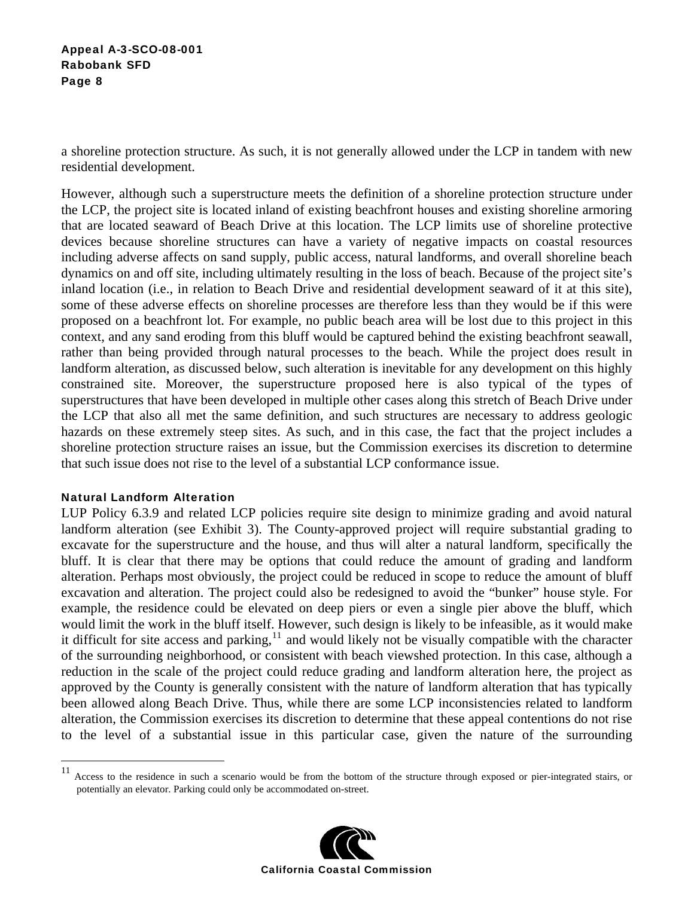a shoreline protection structure. As such, it is not generally allowed under the LCP in tandem with new residential development.

However, although such a superstructure meets the definition of a shoreline protection structure under the LCP, the project site is located inland of existing beachfront houses and existing shoreline armoring that are located seaward of Beach Drive at this location. The LCP limits use of shoreline protective devices because shoreline structures can have a variety of negative impacts on coastal resources including adverse affects on sand supply, public access, natural landforms, and overall shoreline beach dynamics on and off site, including ultimately resulting in the loss of beach. Because of the project site's inland location (i.e., in relation to Beach Drive and residential development seaward of it at this site), some of these adverse effects on shoreline processes are therefore less than they would be if this were proposed on a beachfront lot. For example, no public beach area will be lost due to this project in this context, and any sand eroding from this bluff would be captured behind the existing beachfront seawall, rather than being provided through natural processes to the beach. While the project does result in landform alteration, as discussed below, such alteration is inevitable for any development on this highly constrained site. Moreover, the superstructure proposed here is also typical of the types of superstructures that have been developed in multiple other cases along this stretch of Beach Drive under the LCP that also all met the same definition, and such structures are necessary to address geologic hazards on these extremely steep sites. As such, and in this case, the fact that the project includes a shoreline protection structure raises an issue, but the Commission exercises its discretion to determine that such issue does not rise to the level of a substantial LCP conformance issue.

#### Natural Landform Alteration

LUP Policy 6.3.9 and related LCP policies require site design to minimize grading and avoid natural landform alteration (see Exhibit 3). The County-approved project will require substantial grading to excavate for the superstructure and the house, and thus will alter a natural landform, specifically the bluff. It is clear that there may be options that could reduce the amount of grading and landform alteration. Perhaps most obviously, the project could be reduced in scope to reduce the amount of bluff excavation and alteration. The project could also be redesigned to avoid the "bunker" house style. For example, the residence could be elevated on deep piers or even a single pier above the bluff, which would limit the work in the bluff itself. However, such design is likely to be infeasible, as it would make it difficult for site access and parking,[11] and would likely not be visually compatible with the character of the surrounding neighborhood, or consistent with beach viewshed protection. In this case, although a reduction in the scale of the project could reduce grading and landform alteration here, the project as approved by the County is generally consistent with the nature of landform alteration that has typically been allowed along Beach Drive. Thus, while there are some LCP inconsistencies related to landform alteration, the Commission exercises its discretion to determine that these appeal contentions do not rise to the level of a substantial issue in this particular case, given the nature of the surrounding

---

[11] Access to the residence in such a scenario would be from the bottom of the structure through exposed or pier-integrated stairs, or potentially an elevator. Parking could only be accommodated on-street.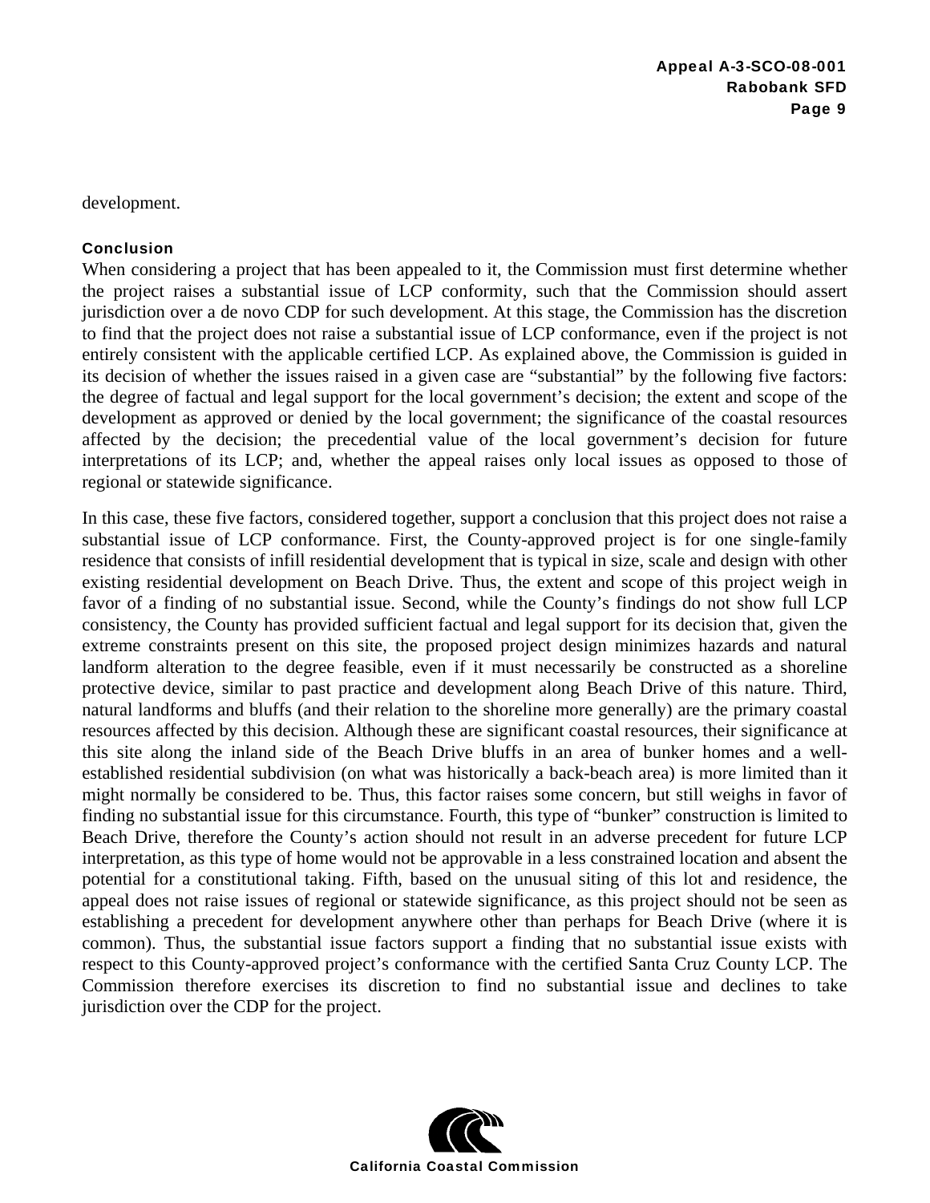development.

#### Conclusion

When considering a project that has been appealed to it, the Commission must first determine whether the project raises a substantial issue of LCP conformity, such that the Commission should assert jurisdiction over a de novo CDP for such development. At this stage, the Commission has the discretion to find that the project does not raise a substantial issue of LCP conformance, even if the project is not entirely consistent with the applicable certified LCP. As explained above, the Commission is guided in its decision of whether the issues raised in a given case are "substantial" by the following five factors: the degree of factual and legal support for the local government's decision; the extent and scope of the development as approved or denied by the local government; the significance of the coastal resources affected by the decision; the precedential value of the local government's decision for future interpretations of its LCP; and, whether the appeal raises only local issues as opposed to those of regional or statewide significance.

In this case, these five factors, considered together, support a conclusion that this project does not raise a substantial issue of LCP conformance. First, the County-approved project is for one single-family residence that consists of infill residential development that is typical in size, scale and design with other existing residential development on Beach Drive. Thus, the extent and scope of this project weigh in favor of a finding of no substantial issue. Second, while the County's findings do not show full LCP consistency, the County has provided sufficient factual and legal support for its decision that, given the extreme constraints present on this site, the proposed project design minimizes hazards and natural landform alteration to the degree feasible, even if it must necessarily be constructed as a shoreline protective device, similar to past practice and development along Beach Drive of this nature. Third, natural landforms and bluffs (and their relation to the shoreline more generally) are the primary coastal resources affected by this decision. Although these are significant coastal resources, their significance at this site along the inland side of the Beach Drive bluffs in an area of bunker homes and a well-established residential subdivision (on what was historically a back-beach area) is more limited than it might normally be considered to be. Thus, this factor raises some concern, but still weighs in favor of finding no substantial issue for this circumstance. Fourth, this type of "bunker" construction is limited to Beach Drive, therefore the County's action should not result in an adverse precedent for future LCP interpretation, as this type of home would not be approvable in a less constrained location and absent the potential for a constitutional taking. Fifth, based on the unusual siting of this lot and residence, the appeal does not raise issues of regional or statewide significance, as this project should not be seen as establishing a precedent for development anywhere other than perhaps for Beach Drive (where it is common). Thus, the substantial issue factors support a finding that no substantial issue exists with respect to this County-approved project's conformance with the certified Santa Cruz County LCP. The Commission therefore exercises its discretion to find no substantial issue and declines to take jurisdiction over the CDP for the project.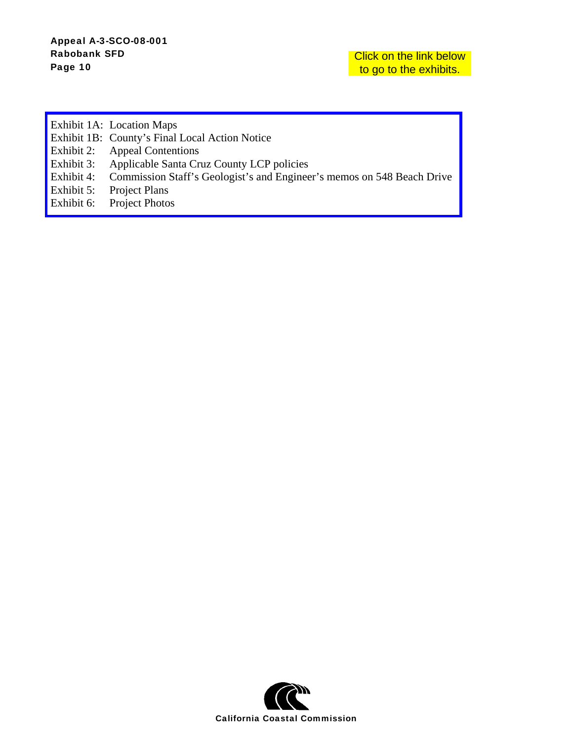Click on the link below to go to the exhibits.

| | |
|---|---|
| Exhibit 1A: | Location Maps |
| Exhibit 1B: | County's Final Local Action Notice |
| Exhibit 2: | Appeal Contentions |
| Exhibit 3: | Applicable Santa Cruz County LCP policies |
| Exhibit 4: | Commission Staff's Geologist's and Engineer's memos on 548 Beach Drive |
| Exhibit 5: | Project Plans |
| Exhibit 6: | Project Photos |

California Coastal Commission